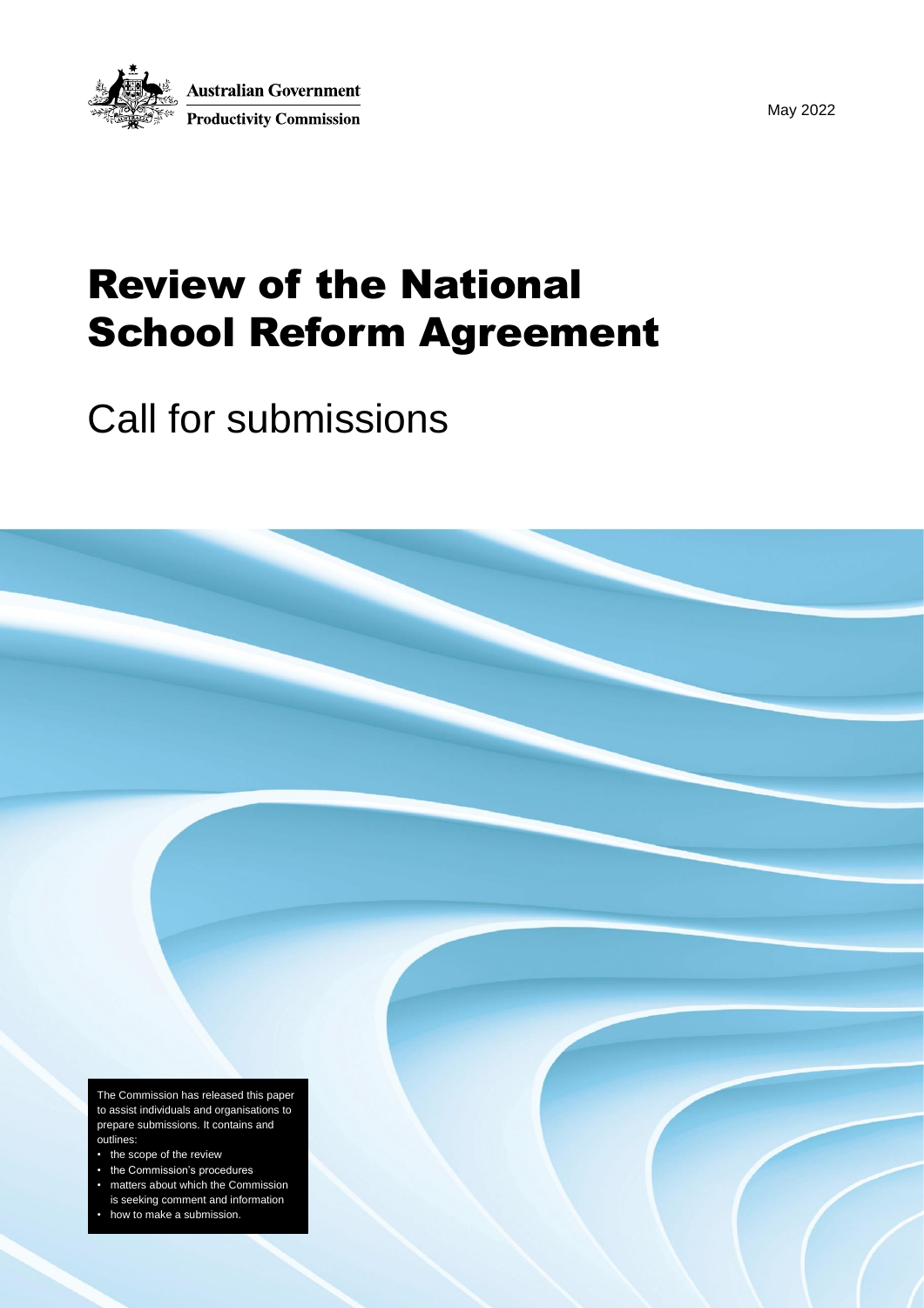Australian Government

Productivity Commission

May 2022

# Review of the National School Reform Agreement

## Call for submissions

The Commission has released this paper to assist individuals and organisations to prepare submissions. It contains and outlines:

- the scope of the review
- the Commission's procedures
- matters about which the Commission is seeking comment and information
- how to make a submission.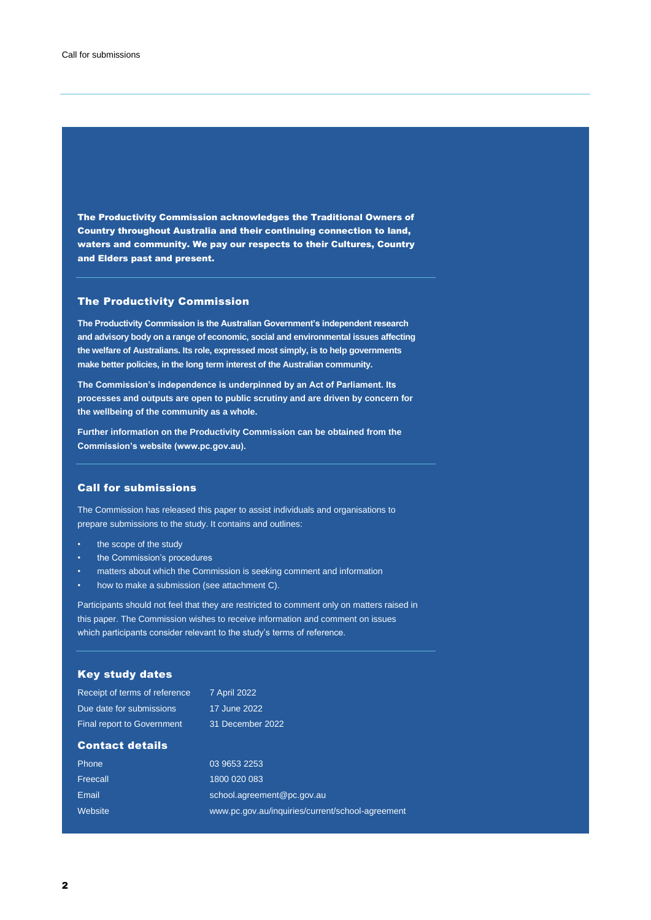**The Productivity Commission acknowledges the Traditional Owners of Country throughout Australia and their continuing connection to land, waters and community. We pay our respects to their Cultures, Country and Elders past and present.**

## The Productivity Commission

**The Productivity Commission is the Australian Government's independent research and advisory body on a range of economic, social and environmental issues affecting the welfare of Australians. Its role, expressed most simply, is to help governments make better policies, in the long term interest of the Australian community.**

**The Commission's independence is underpinned by an Act of Parliament. Its processes and outputs are open to public scrutiny and are driven by concern for the wellbeing of the community as a whole.**

**Further information on the Productivity Commission can be obtained from the Commission's website (www.pc.gov.au).**

## Call for submissions

The Commission has released this paper to assist individuals and organisations to prepare submissions to the study. It contains and outlines:

- the scope of the study
- the Commission's procedures
- matters about which the Commission is seeking comment and information
- how to make a submission (see attachment C).

Participants should not feel that they are restricted to comment only on matters raised in this paper. The Commission wishes to receive information and comment on issues which participants consider relevant to the study's terms of reference.

## Key study dates

| | |
|---|---|
| Receipt of terms of reference | 7 April 2022 |
| Due date for submissions | 17 June 2022 |
| Final report to Government | 31 December 2022 |

## Contact details

| | |
|---|---|
| Phone | 03 9653 2253 |
| Freecall | 1800 020 083 |
| Email | school.agreement@pc.gov.au |
| Website | www.pc.gov.au/inquiries/current/school-agreement |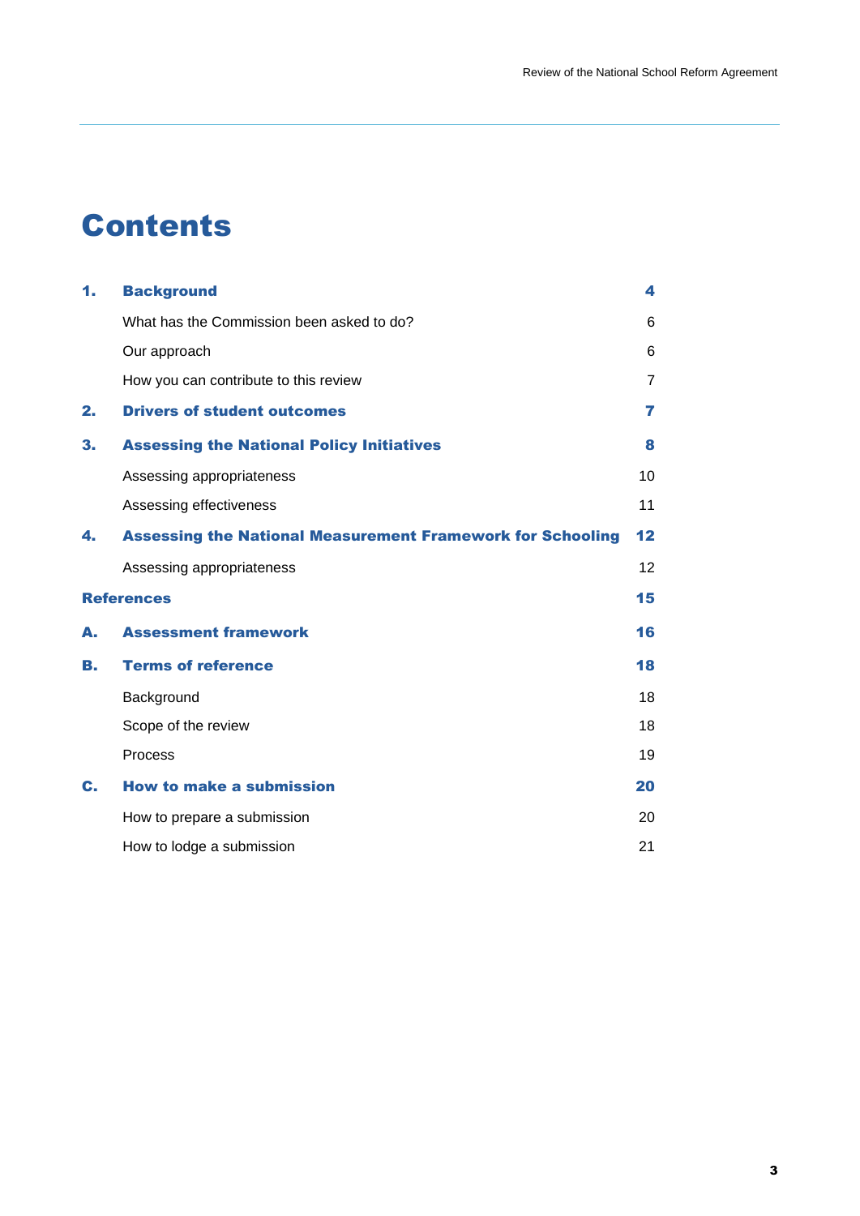# Contents

| | | |
|---|---|---|
| **1.** | **Background** | **4** |
| | What has the Commission been asked to do? | 6 |
| | Our approach | 6 |
| | How you can contribute to this review | 7 |
| **2.** | **Drivers of student outcomes** | **7** |
| **3.** | **Assessing the National Policy Initiatives** | **8** |
| | Assessing appropriateness | 10 |
| | Assessing effectiveness | 11 |
| **4.** | **Assessing the National Measurement Framework for Schooling** | **12** |
| | Assessing appropriateness | 12 |
| **References** | | **15** |
| **A.** | **Assessment framework** | **16** |
| **B.** | **Terms of reference** | **18** |
| | Background | 18 |
| | Scope of the review | 18 |
| | Process | 19 |
| **C.** | **How to make a submission** | **20** |
| | How to prepare a submission | 20 |
| | How to lodge a submission | 21 |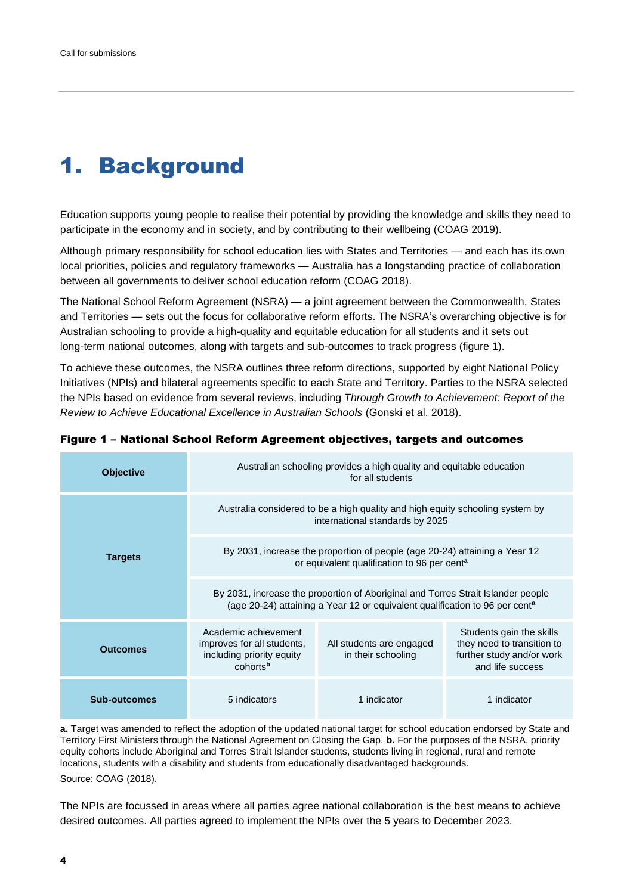# 1. Background

Education supports young people to realise their potential by providing the knowledge and skills they need to participate in the economy and in society, and by contributing to their wellbeing (COAG 2019).

Although primary responsibility for school education lies with States and Territories — and each has its own local priorities, policies and regulatory frameworks — Australia has a longstanding practice of collaboration between all governments to deliver school education reform (COAG 2018).

The National School Reform Agreement (NSRA) — a joint agreement between the Commonwealth, States and Territories — sets out the focus for collaborative reform efforts. The NSRA's overarching objective is for Australian schooling to provide a high-quality and equitable education for all students and it sets out long-term national outcomes, along with targets and sub-outcomes to track progress (figure 1).

To achieve these outcomes, the NSRA outlines three reform directions, supported by eight National Policy Initiatives (NPIs) and bilateral agreements specific to each State and Territory. Parties to the NSRA selected the NPIs based on evidence from several reviews, including *Through Growth to Achievement: Report of the Review to Achieve Educational Excellence in Australian Schools* (Gonski et al. 2018).

**Figure 1 – National School Reform Agreement objectives, targets and outcomes**

| | | | |
|---|---|---|---|
| **Objective** | Australian schooling provides a high quality and equitable education for all students | | |
| **Targets** | Australia considered to be a high quality and high equity schooling system by international standards by 2025 | | |
| | By 2031, increase the proportion of people (age 20-24) attaining a Year 12 or equivalent qualification to 96 per cent[a] | | |
| | By 2031, increase the proportion of Aboriginal and Torres Strait Islander people (age 20-24) attaining a Year 12 or equivalent qualification to 96 per cent[a] | | |
| **Outcomes** | Academic achievement improves for all students, including priority equity cohorts[b] | All students are engaged in their schooling | Students gain the skills they need to transition to further study and/or work and life success |
| **Sub-outcomes** | 5 indicators | 1 indicator | 1 indicator |

**a.** Target was amended to reflect the adoption of the updated national target for school education endorsed by State and Territory First Ministers through the National Agreement on Closing the Gap. **b.** For the purposes of the NSRA, priority equity cohorts include Aboriginal and Torres Strait Islander students, students living in regional, rural and remote locations, students with a disability and students from educationally disadvantaged backgrounds.

Source: COAG (2018).

The NPIs are focussed in areas where all parties agree national collaboration is the best means to achieve desired outcomes. All parties agreed to implement the NPIs over the 5 years to December 2023.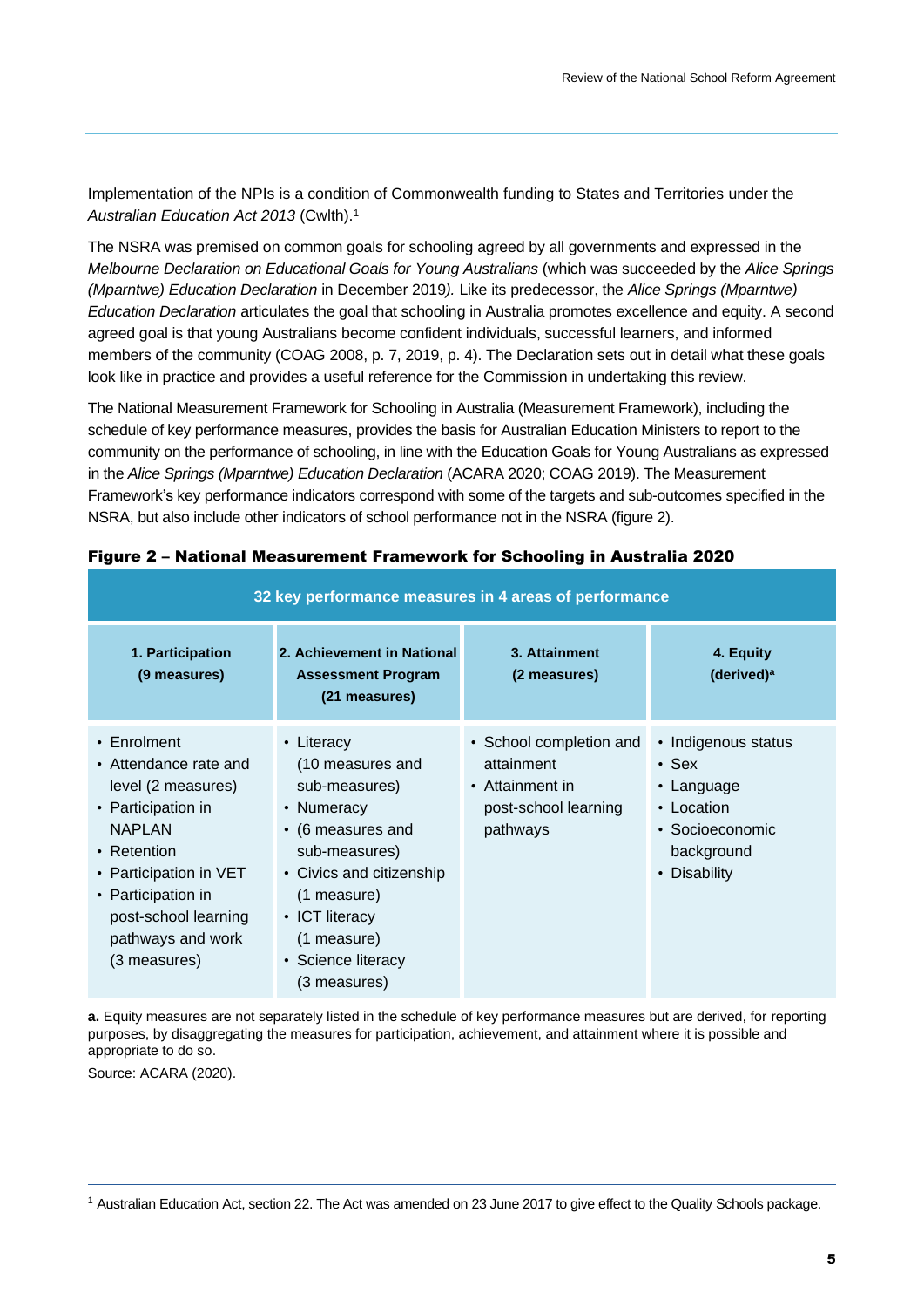Implementation of the NPIs is a condition of Commonwealth funding to States and Territories under the *Australian Education Act 2013* (Cwlth).[1]

The NSRA was premised on common goals for schooling agreed by all governments and expressed in the *Melbourne Declaration on Educational Goals for Young Australians* (which was succeeded by the *Alice Springs (Mparntwe) Education Declaration* in December 2019*).* Like its predecessor, the *Alice Springs (Mparntwe) Education Declaration* articulates the goal that schooling in Australia promotes excellence and equity. A second agreed goal is that young Australians become confident individuals, successful learners, and informed members of the community (COAG 2008, p. 7, 2019, p. 4). The Declaration sets out in detail what these goals look like in practice and provides a useful reference for the Commission in undertaking this review.

The National Measurement Framework for Schooling in Australia (Measurement Framework), including the schedule of key performance measures, provides the basis for Australian Education Ministers to report to the community on the performance of schooling, in line with the Education Goals for Young Australians as expressed in the *Alice Springs (Mparntwe) Education Declaration* (ACARA 2020; COAG 2019). The Measurement Framework's key performance indicators correspond with some of the targets and sub-outcomes specified in the NSRA, but also include other indicators of school performance not in the NSRA (figure 2).

**Figure 2 – National Measurement Framework for Schooling in Australia 2020**

| 32 key performance measures in 4 areas of performance | | | |
|---|---|---|---|
| **1. Participation (9 measures)** | **2. Achievement in National Assessment Program (21 measures)** | **3. Attainment (2 measures)** | **4. Equity (derived)[a]** |
| • Enrolment<br>• Attendance rate and level (2 measures)<br>• Participation in NAPLAN<br>• Retention<br>• Participation in VET<br>• Participation in post-school learning pathways and work (3 measures) | • Literacy (10 measures and sub-measures)<br>• Numeracy<br>• (6 measures and sub-measures)<br>• Civics and citizenship (1 measure)<br>• ICT literacy (1 measure)<br>• Science literacy (3 measures) | • School completion and attainment<br>• Attainment in post-school learning pathways | • Indigenous status<br>• Sex<br>• Language<br>• Location<br>• Socioeconomic background<br>• Disability |

**a.** Equity measures are not separately listed in the schedule of key performance measures but are derived, for reporting purposes, by disaggregating the measures for participation, achievement, and attainment where it is possible and appropriate to do so.

Source: ACARA (2020).

[1] Australian Education Act, section 22. The Act was amended on 23 June 2017 to give effect to the Quality Schools package.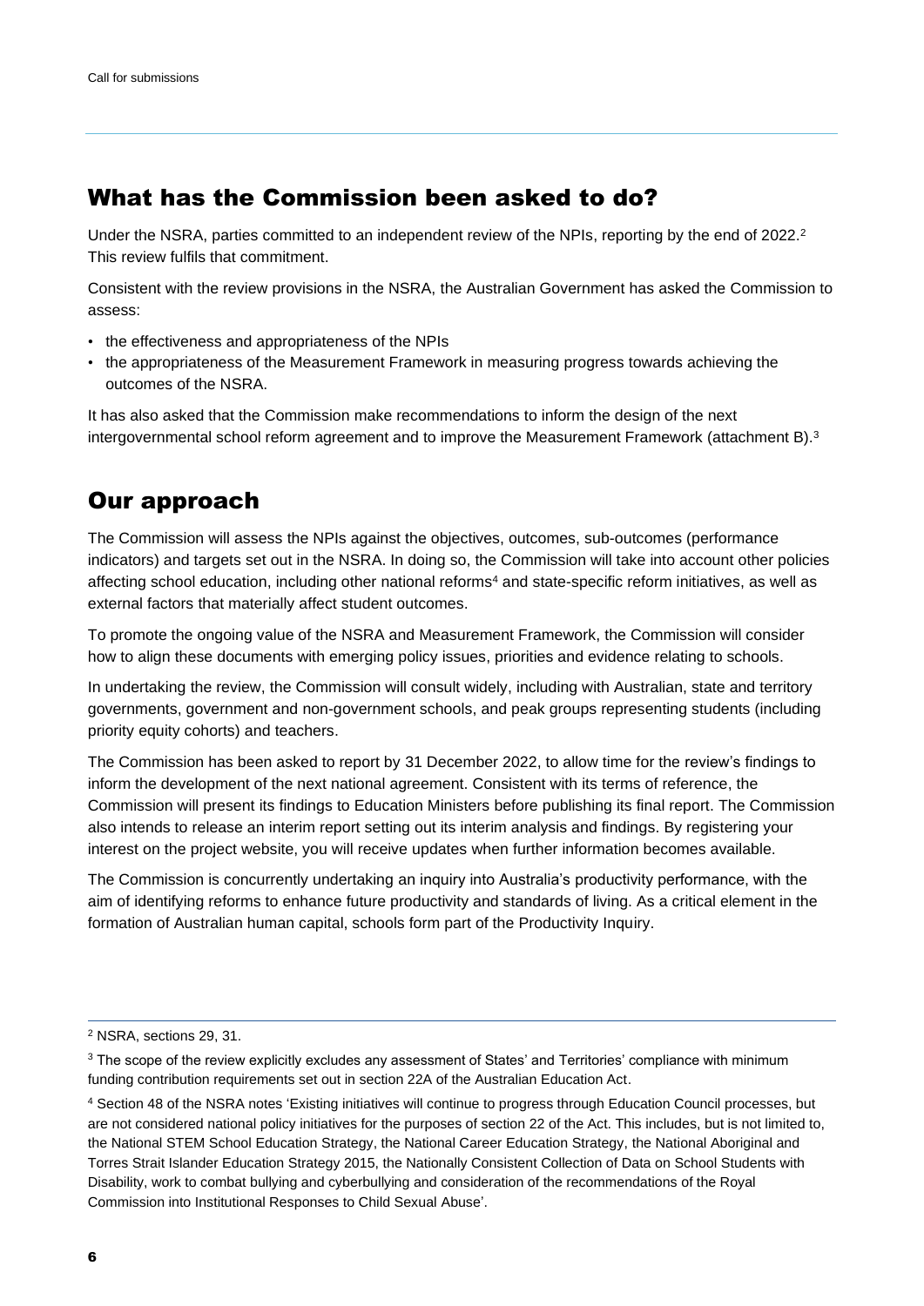## What has the Commission been asked to do?

Under the NSRA, parties committed to an independent review of the NPIs, reporting by the end of 2022.[2] This review fulfils that commitment.

Consistent with the review provisions in the NSRA, the Australian Government has asked the Commission to assess:

- the effectiveness and appropriateness of the NPIs
- the appropriateness of the Measurement Framework in measuring progress towards achieving the outcomes of the NSRA.

It has also asked that the Commission make recommendations to inform the design of the next intergovernmental school reform agreement and to improve the Measurement Framework (attachment B).[3]

## Our approach

The Commission will assess the NPIs against the objectives, outcomes, sub-outcomes (performance indicators) and targets set out in the NSRA. In doing so, the Commission will take into account other policies affecting school education, including other national reforms[4] and state-specific reform initiatives, as well as external factors that materially affect student outcomes.

To promote the ongoing value of the NSRA and Measurement Framework, the Commission will consider how to align these documents with emerging policy issues, priorities and evidence relating to schools.

In undertaking the review, the Commission will consult widely, including with Australian, state and territory governments, government and non-government schools, and peak groups representing students (including priority equity cohorts) and teachers.

The Commission has been asked to report by 31 December 2022, to allow time for the review's findings to inform the development of the next national agreement. Consistent with its terms of reference, the Commission will present its findings to Education Ministers before publishing its final report. The Commission also intends to release an interim report setting out its interim analysis and findings. By registering your interest on the project website, you will receive updates when further information becomes available.

The Commission is concurrently undertaking an inquiry into Australia's productivity performance, with the aim of identifying reforms to enhance future productivity and standards of living. As a critical element in the formation of Australian human capital, schools form part of the Productivity Inquiry.

---

[2] NSRA, sections 29, 31.

[3] The scope of the review explicitly excludes any assessment of States' and Territories' compliance with minimum funding contribution requirements set out in section 22A of the Australian Education Act.

[4] Section 48 of the NSRA notes 'Existing initiatives will continue to progress through Education Council processes, but are not considered national policy initiatives for the purposes of section 22 of the Act. This includes, but is not limited to, the National STEM School Education Strategy, the National Career Education Strategy, the National Aboriginal and Torres Strait Islander Education Strategy 2015, the Nationally Consistent Collection of Data on School Students with Disability, work to combat bullying and cyberbullying and consideration of the recommendations of the Royal Commission into Institutional Responses to Child Sexual Abuse'.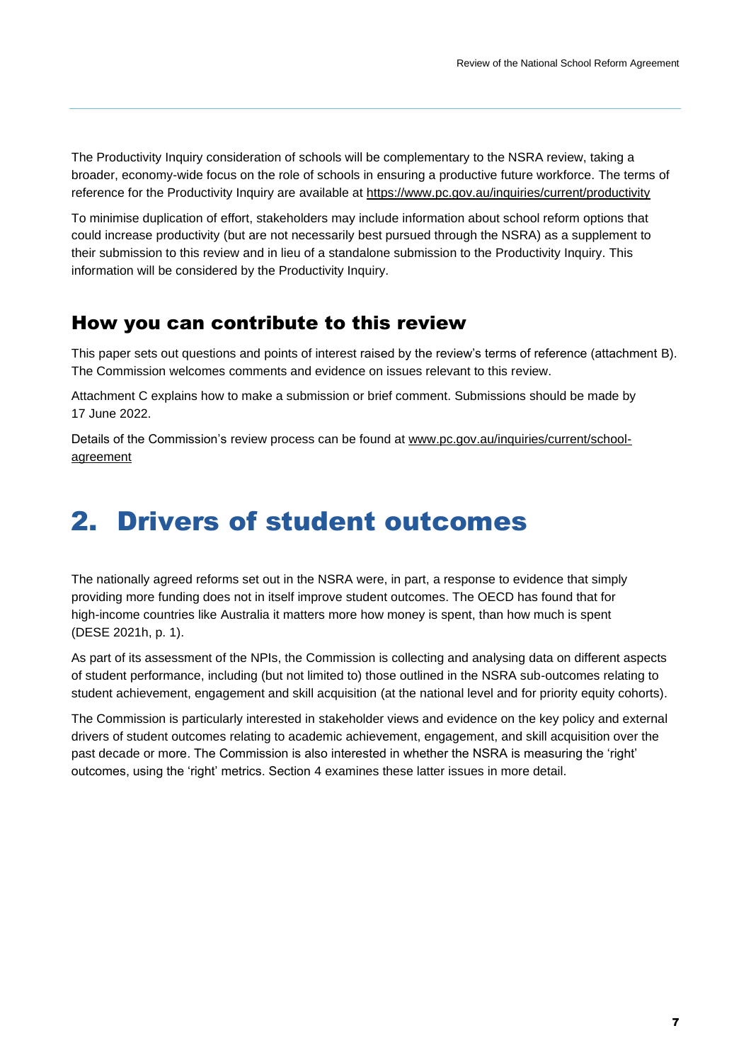The Productivity Inquiry consideration of schools will be complementary to the NSRA review, taking a broader, economy-wide focus on the role of schools in ensuring a productive future workforce. The terms of reference for the Productivity Inquiry are available at https://www.pc.gov.au/inquiries/current/productivity

To minimise duplication of effort, stakeholders may include information about school reform options that could increase productivity (but are not necessarily best pursued through the NSRA) as a supplement to their submission to this review and in lieu of a standalone submission to the Productivity Inquiry. This information will be considered by the Productivity Inquiry.

## How you can contribute to this review

This paper sets out questions and points of interest raised by the review's terms of reference (attachment B). The Commission welcomes comments and evidence on issues relevant to this review.

Attachment C explains how to make a submission or brief comment. Submissions should be made by 17 June 2022.

Details of the Commission's review process can be found at www.pc.gov.au/inquiries/current/school-agreement

# 2. Drivers of student outcomes

The nationally agreed reforms set out in the NSRA were, in part, a response to evidence that simply providing more funding does not in itself improve student outcomes. The OECD has found that for high-income countries like Australia it matters more how money is spent, than how much is spent (DESE 2021h, p. 1).

As part of its assessment of the NPIs, the Commission is collecting and analysing data on different aspects of student performance, including (but not limited to) those outlined in the NSRA sub-outcomes relating to student achievement, engagement and skill acquisition (at the national level and for priority equity cohorts).

The Commission is particularly interested in stakeholder views and evidence on the key policy and external drivers of student outcomes relating to academic achievement, engagement, and skill acquisition over the past decade or more. The Commission is also interested in whether the NSRA is measuring the 'right' outcomes, using the 'right' metrics. Section 4 examines these latter issues in more detail.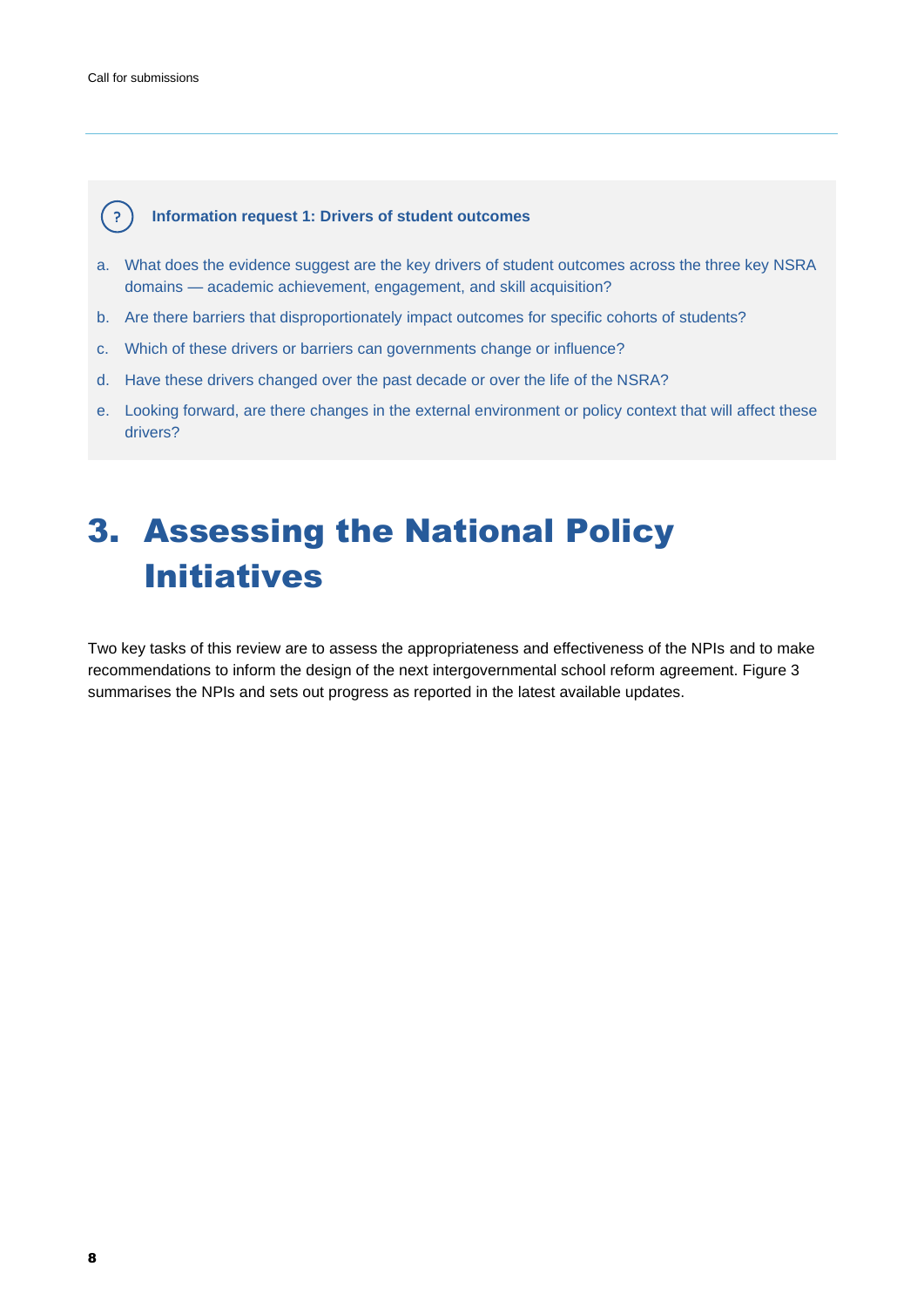**Information request 1: Drivers of student outcomes**

a. What does the evidence suggest are the key drivers of student outcomes across the three key NSRA domains — academic achievement, engagement, and skill acquisition?

b. Are there barriers that disproportionately impact outcomes for specific cohorts of students?

c. Which of these drivers or barriers can governments change or influence?

d. Have these drivers changed over the past decade or over the life of the NSRA?

e. Looking forward, are there changes in the external environment or policy context that will affect these drivers?

# 3. Assessing the National Policy Initiatives

Two key tasks of this review are to assess the appropriateness and effectiveness of the NPIs and to make recommendations to inform the design of the next intergovernmental school reform agreement. Figure 3 summarises the NPIs and sets out progress as reported in the latest available updates.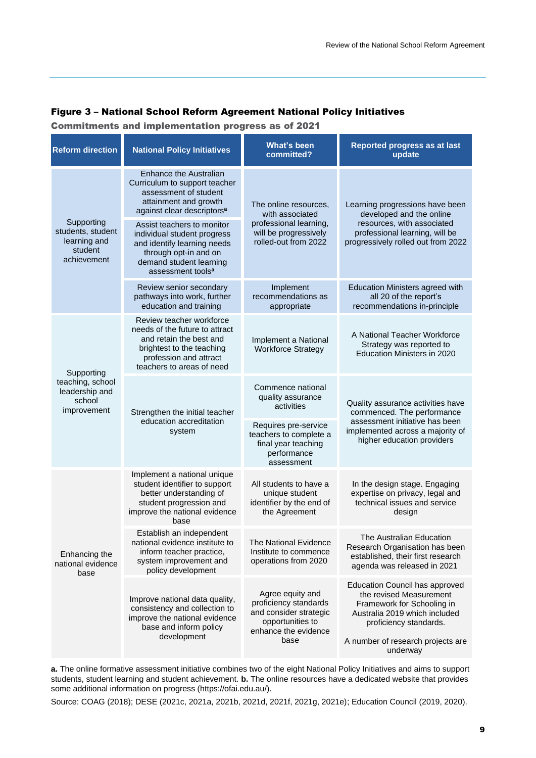**Figure 3 – National School Reform Agreement National Policy Initiatives**

**Commitments and implementation progress as of 2021**

| Reform direction | National Policy Initiatives | What's been committed? | Reported progress as at last update |
|---|---|---|---|
| Supporting students, student learning and student achievement | Enhance the Australian Curriculum to support teacher assessment of student attainment and growth against clear descriptors[a] | The online resources, with associated professional learning, will be progressively rolled-out from 2022 | Learning progressions have been developed and the online resources, with associated professional learning, will be progressively rolled out from 2022 |
| | Assist teachers to monitor individual student progress and identify learning needs through opt-in and on demand student learning assessment tools[a] | | |
| | Review senior secondary pathways into work, further education and training | Implement recommendations as appropriate | Education Ministers agreed with all 20 of the report's recommendations in-principle |
| Supporting teaching, school leadership and school improvement | Review teacher workforce needs of the future to attract and retain the best and brightest to the teaching profession and attract teachers to areas of need | Implement a National Workforce Strategy | A National Teacher Workforce Strategy was reported to Education Ministers in 2020 |
| | Strengthen the initial teacher education accreditation system | Commence national quality assurance activities | Quality assurance activities have commenced. The performance assessment initiative has been implemented across a majority of higher education providers |
| | | Requires pre-service teachers to complete a final year teaching performance assessment | |
| Enhancing the national evidence base | Implement a national unique student identifier to support better understanding of student progression and improve the national evidence base | All students to have a unique student identifier by the end of the Agreement | In the design stage. Engaging expertise on privacy, legal and technical issues and service design |
| | Establish an independent national evidence institute to inform teacher practice, system improvement and policy development | The National Evidence Institute to commence operations from 2020 | The Australian Education Research Organisation has been established, their first research agenda was released in 2021 |
| | Improve national data quality, consistency and collection to improve the national evidence base and inform policy development | Agree equity and proficiency standards and consider strategic opportunities to enhance the evidence base | Education Council has approved the revised Measurement Framework for Schooling in Australia 2019 which included proficiency standards. A number of research projects are underway |

**a.** The online formative assessment initiative combines two of the eight National Policy Initiatives and aims to support students, student learning and student achievement. **b.** The online resources have a dedicated website that provides some additional information on progress (https://ofai.edu.au/).

Source: COAG (2018); DESE (2021c, 2021a, 2021b, 2021d, 2021f, 2021g, 2021e); Education Council (2019, 2020).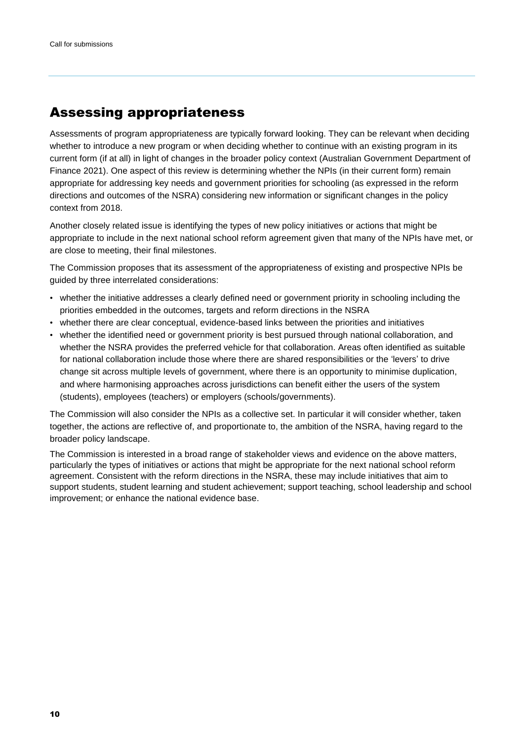## Assessing appropriateness

Assessments of program appropriateness are typically forward looking. They can be relevant when deciding whether to introduce a new program or when deciding whether to continue with an existing program in its current form (if at all) in light of changes in the broader policy context (Australian Government Department of Finance 2021). One aspect of this review is determining whether the NPIs (in their current form) remain appropriate for addressing key needs and government priorities for schooling (as expressed in the reform directions and outcomes of the NSRA) considering new information or significant changes in the policy context from 2018.

Another closely related issue is identifying the types of new policy initiatives or actions that might be appropriate to include in the next national school reform agreement given that many of the NPIs have met, or are close to meeting, their final milestones.

The Commission proposes that its assessment of the appropriateness of existing and prospective NPIs be guided by three interrelated considerations:

- whether the initiative addresses a clearly defined need or government priority in schooling including the priorities embedded in the outcomes, targets and reform directions in the NSRA
- whether there are clear conceptual, evidence-based links between the priorities and initiatives
- whether the identified need or government priority is best pursued through national collaboration, and whether the NSRA provides the preferred vehicle for that collaboration. Areas often identified as suitable for national collaboration include those where there are shared responsibilities or the 'levers' to drive change sit across multiple levels of government, where there is an opportunity to minimise duplication, and where harmonising approaches across jurisdictions can benefit either the users of the system (students), employees (teachers) or employers (schools/governments).

The Commission will also consider the NPIs as a collective set. In particular it will consider whether, taken together, the actions are reflective of, and proportionate to, the ambition of the NSRA, having regard to the broader policy landscape.

The Commission is interested in a broad range of stakeholder views and evidence on the above matters, particularly the types of initiatives or actions that might be appropriate for the next national school reform agreement. Consistent with the reform directions in the NSRA, these may include initiatives that aim to support students, student learning and student achievement; support teaching, school leadership and school improvement; or enhance the national evidence base.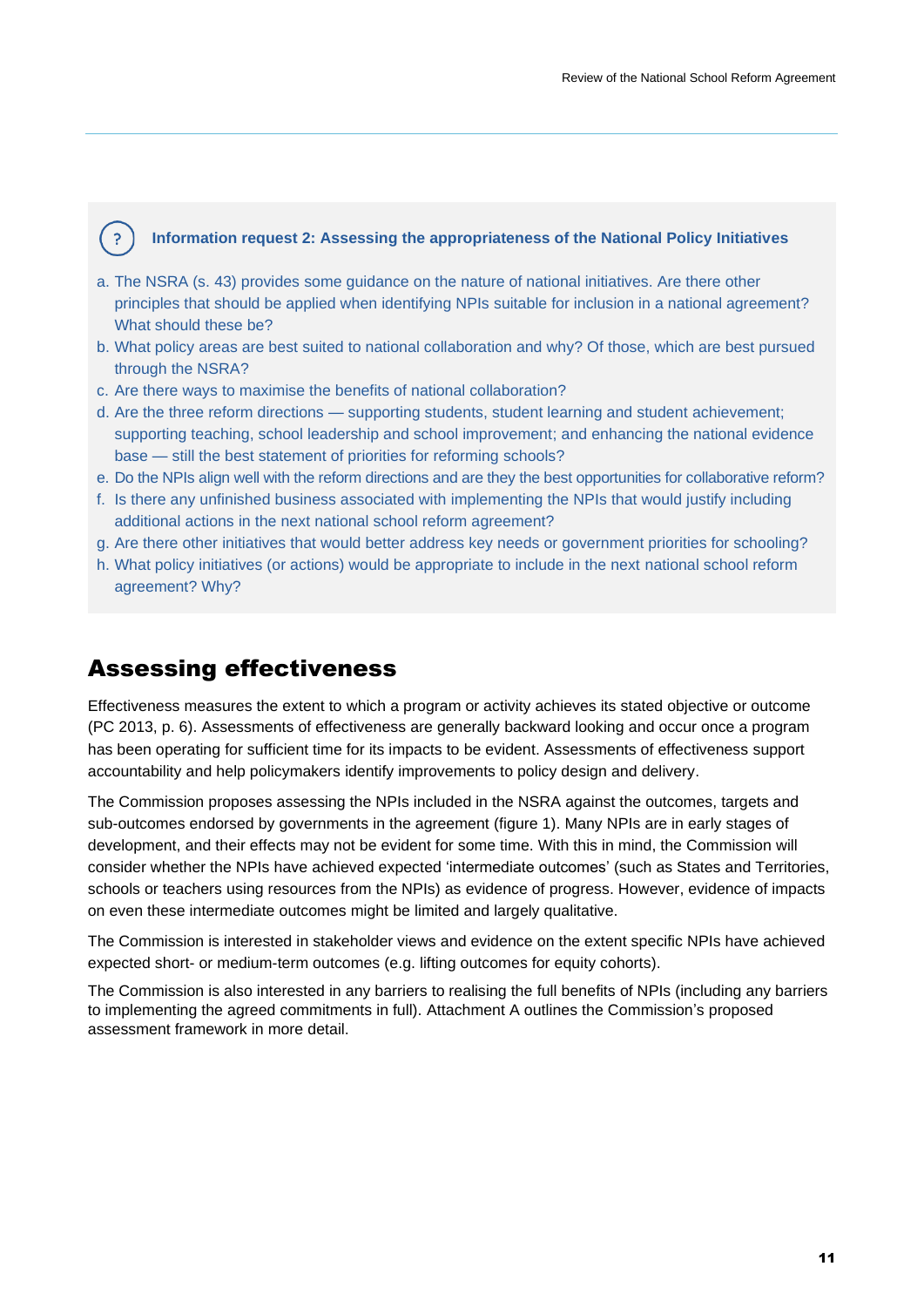**Information request 2: Assessing the appropriateness of the National Policy Initiatives**

a. The NSRA (s. 43) provides some guidance on the nature of national initiatives. Are there other principles that should be applied when identifying NPIs suitable for inclusion in a national agreement? What should these be?
b. What policy areas are best suited to national collaboration and why? Of those, which are best pursued through the NSRA?
c. Are there ways to maximise the benefits of national collaboration?
d. Are the three reform directions — supporting students, student learning and student achievement; supporting teaching, school leadership and school improvement; and enhancing the national evidence base — still the best statement of priorities for reforming schools?
e. Do the NPIs align well with the reform directions and are they the best opportunities for collaborative reform?
f. Is there any unfinished business associated with implementing the NPIs that would justify including additional actions in the next national school reform agreement?
g. Are there other initiatives that would better address key needs or government priorities for schooling?
h. What policy initiatives (or actions) would be appropriate to include in the next national school reform agreement? Why?

## Assessing effectiveness

Effectiveness measures the extent to which a program or activity achieves its stated objective or outcome (PC 2013, p. 6). Assessments of effectiveness are generally backward looking and occur once a program has been operating for sufficient time for its impacts to be evident. Assessments of effectiveness support accountability and help policymakers identify improvements to policy design and delivery.

The Commission proposes assessing the NPIs included in the NSRA against the outcomes, targets and sub-outcomes endorsed by governments in the agreement (figure 1). Many NPIs are in early stages of development, and their effects may not be evident for some time. With this in mind, the Commission will consider whether the NPIs have achieved expected 'intermediate outcomes' (such as States and Territories, schools or teachers using resources from the NPIs) as evidence of progress. However, evidence of impacts on even these intermediate outcomes might be limited and largely qualitative.

The Commission is interested in stakeholder views and evidence on the extent specific NPIs have achieved expected short- or medium-term outcomes (e.g. lifting outcomes for equity cohorts).

The Commission is also interested in any barriers to realising the full benefits of NPIs (including any barriers to implementing the agreed commitments in full). Attachment A outlines the Commission's proposed assessment framework in more detail.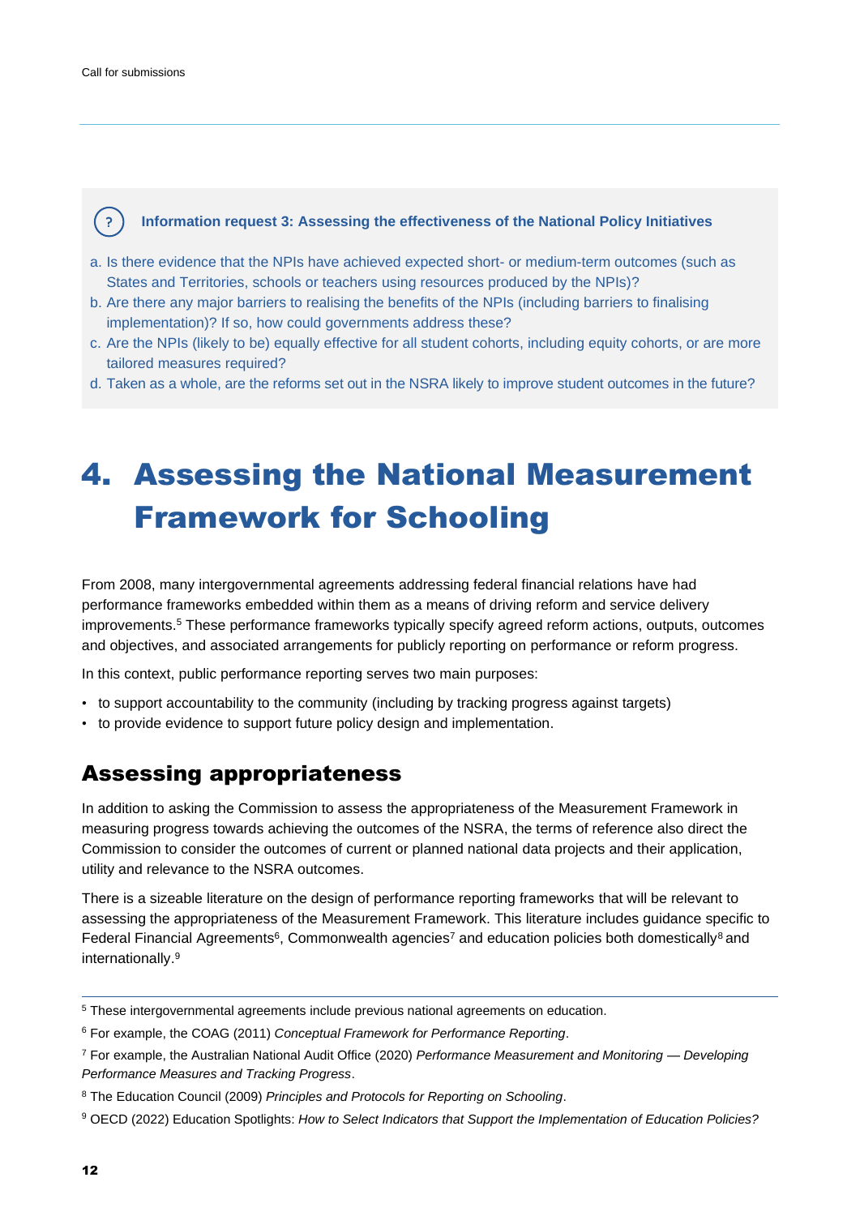**Information request 3: Assessing the effectiveness of the National Policy Initiatives**

a. Is there evidence that the NPIs have achieved expected short- or medium-term outcomes (such as States and Territories, schools or teachers using resources produced by the NPIs)?
b. Are there any major barriers to realising the benefits of the NPIs (including barriers to finalising implementation)? If so, how could governments address these?
c. Are the NPIs (likely to be) equally effective for all student cohorts, including equity cohorts, or are more tailored measures required?
d. Taken as a whole, are the reforms set out in the NSRA likely to improve student outcomes in the future?

# 4. Assessing the National Measurement Framework for Schooling

From 2008, many intergovernmental agreements addressing federal financial relations have had performance frameworks embedded within them as a means of driving reform and service delivery improvements.[5] These performance frameworks typically specify agreed reform actions, outputs, outcomes and objectives, and associated arrangements for publicly reporting on performance or reform progress.

In this context, public performance reporting serves two main purposes:

- to support accountability to the community (including by tracking progress against targets)
- to provide evidence to support future policy design and implementation.

## Assessing appropriateness

In addition to asking the Commission to assess the appropriateness of the Measurement Framework in measuring progress towards achieving the outcomes of the NSRA, the terms of reference also direct the Commission to consider the outcomes of current or planned national data projects and their application, utility and relevance to the NSRA outcomes.

There is a sizeable literature on the design of performance reporting frameworks that will be relevant to assessing the appropriateness of the Measurement Framework. This literature includes guidance specific to Federal Financial Agreements[6], Commonwealth agencies[7] and education policies both domestically[8] and internationally.[9]

---

[5] These intergovernmental agreements include previous national agreements on education.

[6] For example, the COAG (2011) *Conceptual Framework for Performance Reporting*.

[7] For example, the Australian National Audit Office (2020) *Performance Measurement and Monitoring — Developing Performance Measures and Tracking Progress*.

[8] The Education Council (2009) *Principles and Protocols for Reporting on Schooling*.

[9] OECD (2022) Education Spotlights: *How to Select Indicators that Support the Implementation of Education Policies?*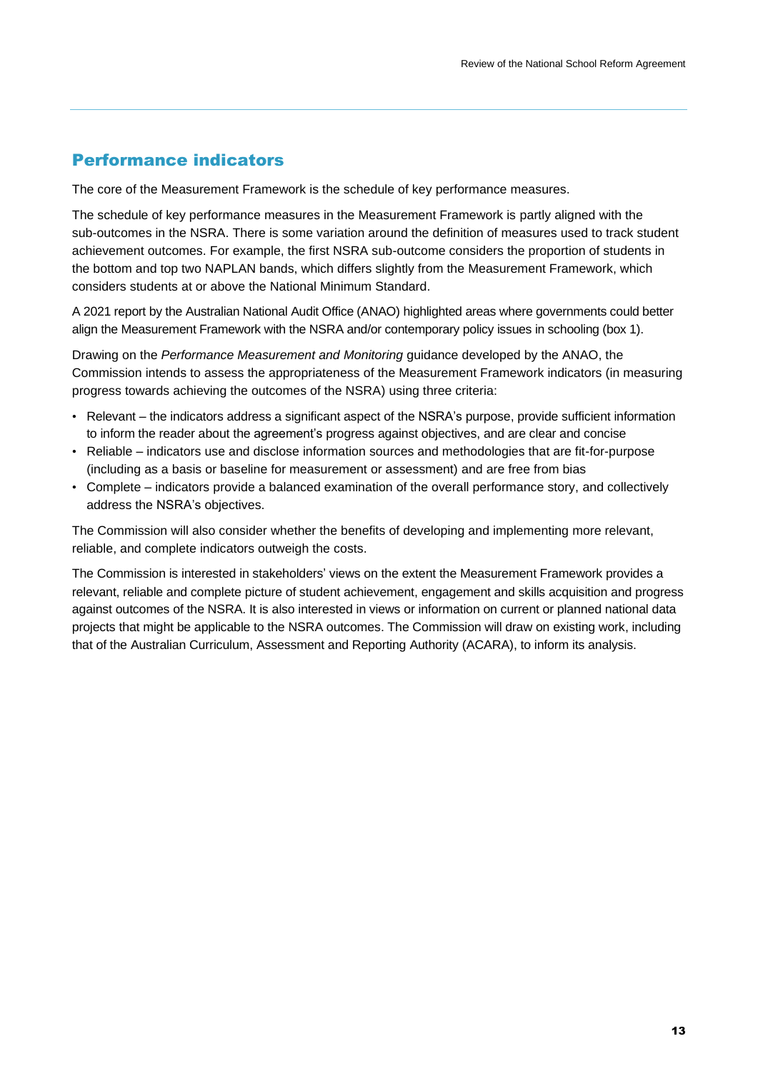## Performance indicators

The core of the Measurement Framework is the schedule of key performance measures.

The schedule of key performance measures in the Measurement Framework is partly aligned with the sub-outcomes in the NSRA. There is some variation around the definition of measures used to track student achievement outcomes. For example, the first NSRA sub-outcome considers the proportion of students in the bottom and top two NAPLAN bands, which differs slightly from the Measurement Framework, which considers students at or above the National Minimum Standard.

A 2021 report by the Australian National Audit Office (ANAO) highlighted areas where governments could better align the Measurement Framework with the NSRA and/or contemporary policy issues in schooling (box 1).

Drawing on the *Performance Measurement and Monitoring* guidance developed by the ANAO, the Commission intends to assess the appropriateness of the Measurement Framework indicators (in measuring progress towards achieving the outcomes of the NSRA) using three criteria:

- Relevant – the indicators address a significant aspect of the NSRA's purpose, provide sufficient information to inform the reader about the agreement's progress against objectives, and are clear and concise
- Reliable – indicators use and disclose information sources and methodologies that are fit-for-purpose (including as a basis or baseline for measurement or assessment) and are free from bias
- Complete – indicators provide a balanced examination of the overall performance story, and collectively address the NSRA's objectives.

The Commission will also consider whether the benefits of developing and implementing more relevant, reliable, and complete indicators outweigh the costs.

The Commission is interested in stakeholders' views on the extent the Measurement Framework provides a relevant, reliable and complete picture of student achievement, engagement and skills acquisition and progress against outcomes of the NSRA. It is also interested in views or information on current or planned national data projects that might be applicable to the NSRA outcomes. The Commission will draw on existing work, including that of the Australian Curriculum, Assessment and Reporting Authority (ACARA), to inform its analysis.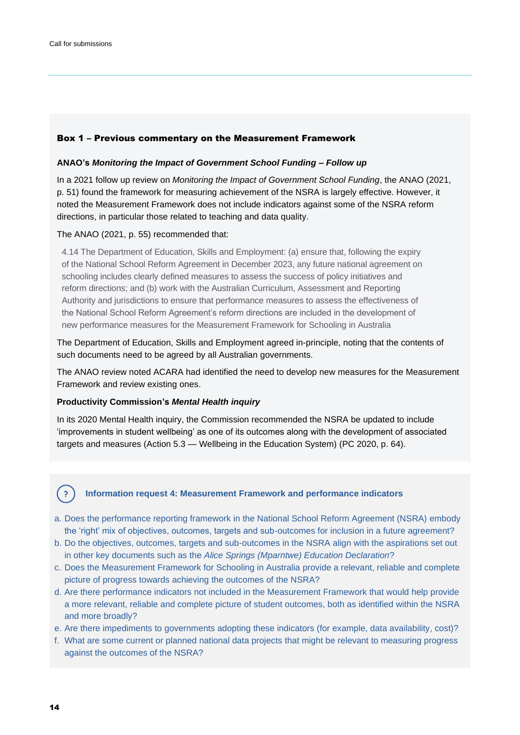### Box 1 – Previous commentary on the Measurement Framework

**ANAO's *Monitoring the Impact of Government School Funding – Follow up***

In a 2021 follow up review on *Monitoring the Impact of Government School Funding*, the ANAO (2021, p. 51) found the framework for measuring achievement of the NSRA is largely effective. However, it noted the Measurement Framework does not include indicators against some of the NSRA reform directions, in particular those related to teaching and data quality.

The ANAO (2021, p. 55) recommended that:

> 4.14 The Department of Education, Skills and Employment: (a) ensure that, following the expiry of the National School Reform Agreement in December 2023, any future national agreement on schooling includes clearly defined measures to assess the success of policy initiatives and reform directions; and (b) work with the Australian Curriculum, Assessment and Reporting Authority and jurisdictions to ensure that performance measures to assess the effectiveness of the National School Reform Agreement's reform directions are included in the development of new performance measures for the Measurement Framework for Schooling in Australia

The Department of Education, Skills and Employment agreed in-principle, noting that the contents of such documents need to be agreed by all Australian governments.

The ANAO review noted ACARA had identified the need to develop new measures for the Measurement Framework and review existing ones.

**Productivity Commission's *Mental Health inquiry***

In its 2020 Mental Health inquiry, the Commission recommended the NSRA be updated to include 'improvements in student wellbeing' as one of its outcomes along with the development of associated targets and measures (Action 5.3 — Wellbeing in the Education System) (PC 2020, p. 64).

### Information request 4: Measurement Framework and performance indicators

a. Does the performance reporting framework in the National School Reform Agreement (NSRA) embody the 'right' mix of objectives, outcomes, targets and sub-outcomes for inclusion in a future agreement?
b. Do the objectives, outcomes, targets and sub-outcomes in the NSRA align with the aspirations set out in other key documents such as the *Alice Springs (Mparntwe) Education Declaration*?
c. Does the Measurement Framework for Schooling in Australia provide a relevant, reliable and complete picture of progress towards achieving the outcomes of the NSRA?
d. Are there performance indicators not included in the Measurement Framework that would help provide a more relevant, reliable and complete picture of student outcomes, both as identified within the NSRA and more broadly?
e. Are there impediments to governments adopting these indicators (for example, data availability, cost)?
f. What are some current or planned national data projects that might be relevant to measuring progress against the outcomes of the NSRA?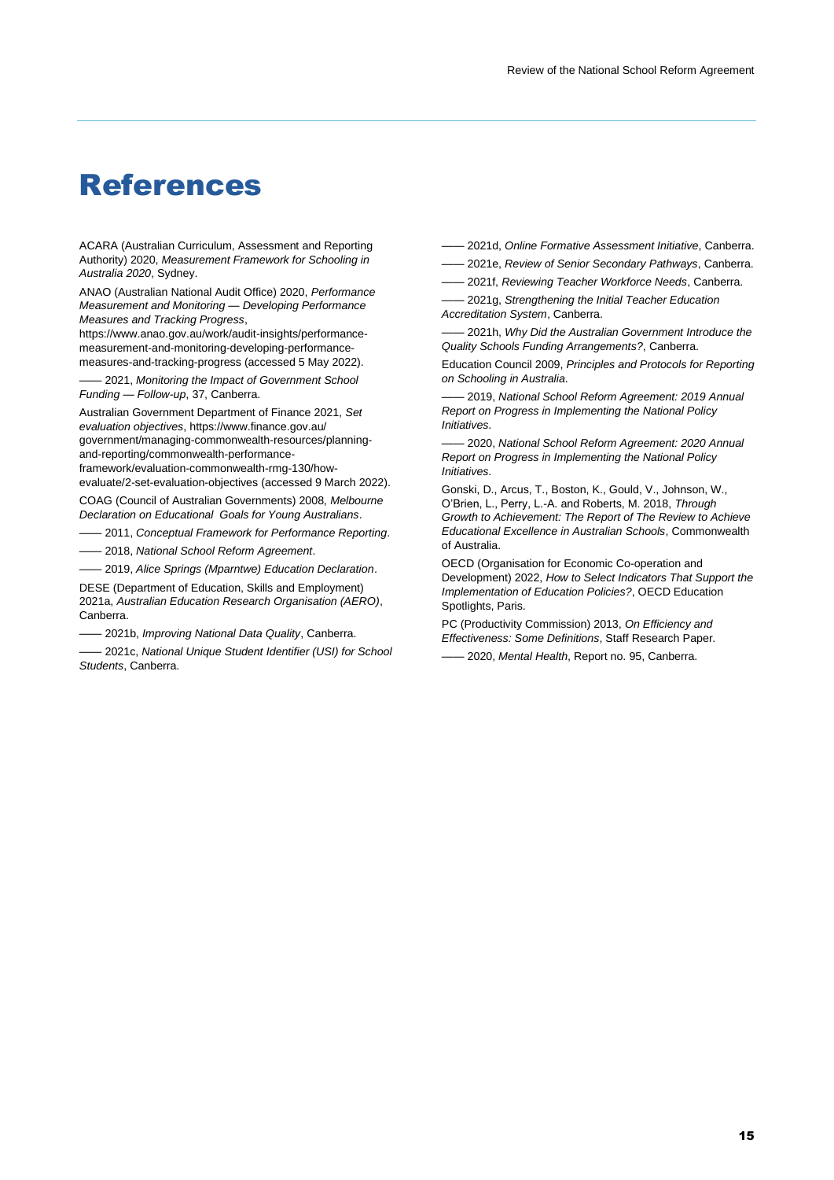# References

ACARA (Australian Curriculum, Assessment and Reporting Authority) 2020, *Measurement Framework for Schooling in Australia 2020*, Sydney.

ANAO (Australian National Audit Office) 2020, *Performance Measurement and Monitoring — Developing Performance Measures and Tracking Progress*, https://www.anao.gov.au/work/audit-insights/performance-measurement-and-monitoring-developing-performance-measures-and-tracking-progress (accessed 5 May 2022).

—— 2021, *Monitoring the Impact of Government School Funding — Follow-up*, 37, Canberra.

Australian Government Department of Finance 2021, *Set evaluation objectives*, https://www.finance.gov.au/government/managing-commonwealth-resources/planning-and-reporting/commonwealth-performance-framework/evaluation-commonwealth-rmg-130/how-evaluate/2-set-evaluation-objectives (accessed 9 March 2022).

COAG (Council of Australian Governments) 2008, *Melbourne Declaration on Educational Goals for Young Australians*.

—— 2011, *Conceptual Framework for Performance Reporting*.

—— 2018, *National School Reform Agreement*.

—— 2019, *Alice Springs (Mparntwe) Education Declaration*.

DESE (Department of Education, Skills and Employment) 2021a, *Australian Education Research Organisation (AERO)*, Canberra.

—— 2021b, *Improving National Data Quality*, Canberra.

—— 2021c, *National Unique Student Identifier (USI) for School Students*, Canberra.

—— 2021d, *Online Formative Assessment Initiative*, Canberra.

—— 2021e, *Review of Senior Secondary Pathways*, Canberra.

—— 2021f, *Reviewing Teacher Workforce Needs*, Canberra.

—— 2021g, *Strengthening the Initial Teacher Education Accreditation System*, Canberra.

—— 2021h, *Why Did the Australian Government Introduce the Quality Schools Funding Arrangements?*, Canberra.

Education Council 2009, *Principles and Protocols for Reporting on Schooling in Australia*.

—— 2019, *National School Reform Agreement: 2019 Annual Report on Progress in Implementing the National Policy Initiatives*.

—— 2020, *National School Reform Agreement: 2020 Annual Report on Progress in Implementing the National Policy Initiatives*.

Gonski, D., Arcus, T., Boston, K., Gould, V., Johnson, W., O'Brien, L., Perry, L.-A. and Roberts, M. 2018, *Through Growth to Achievement: The Report of The Review to Achieve Educational Excellence in Australian Schools*, Commonwealth of Australia.

OECD (Organisation for Economic Co-operation and Development) 2022, *How to Select Indicators That Support the Implementation of Education Policies?*, OECD Education Spotlights, Paris.

PC (Productivity Commission) 2013, *On Efficiency and Effectiveness: Some Definitions*, Staff Research Paper.

—— 2020, *Mental Health*, Report no. 95, Canberra.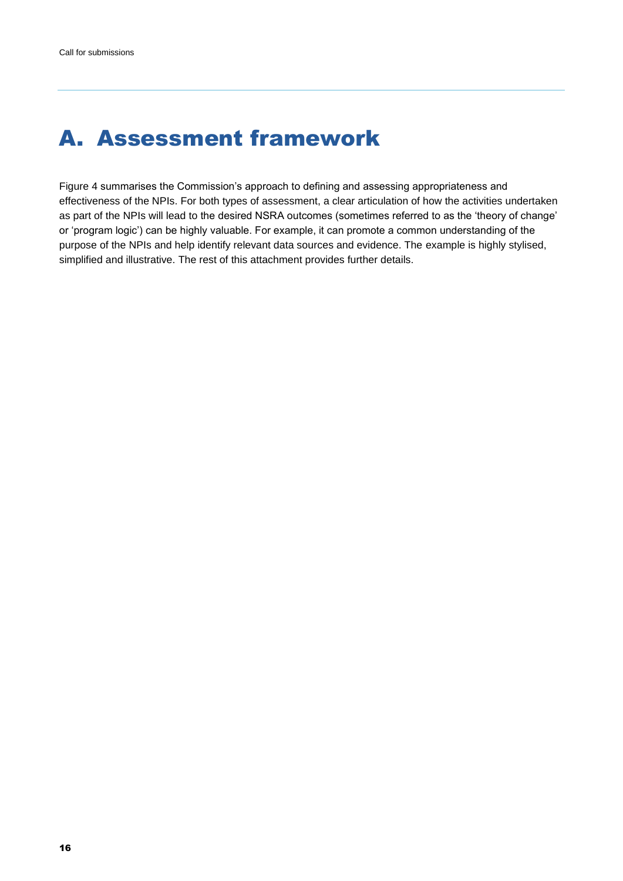# A. Assessment framework

Figure 4 summarises the Commission's approach to defining and assessing appropriateness and effectiveness of the NPIs. For both types of assessment, a clear articulation of how the activities undertaken as part of the NPIs will lead to the desired NSRA outcomes (sometimes referred to as the 'theory of change' or 'program logic') can be highly valuable. For example, it can promote a common understanding of the purpose of the NPIs and help identify relevant data sources and evidence. The example is highly stylised, simplified and illustrative. The rest of this attachment provides further details.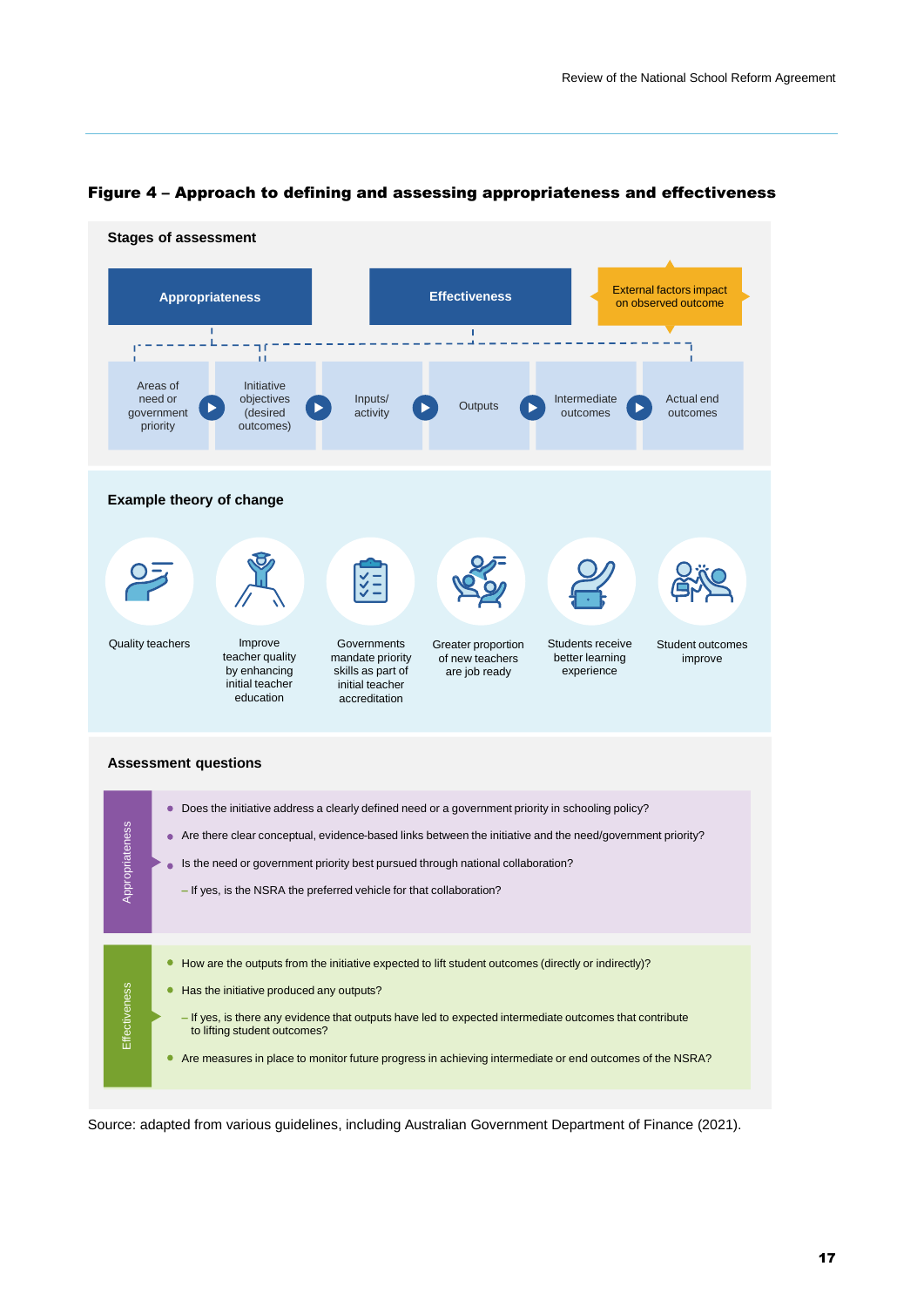**Figure 4 – Approach to defining and assessing appropriateness and effectiveness**

### Stages of assessment

**Appropriateness** | **Effectiveness** | External factors impact on observed outcome

Areas of need or government priority ▶ Initiative objectives (desired outcomes) ▶ Inputs/activity ▶ Outputs ▶ Intermediate outcomes ▶ Actual end outcomes

### Example theory of change

Quality teachers | Improve teacher quality by enhancing initial teacher education | Governments mandate priority skills as part of initial teacher accreditation | Greater proportion of new teachers are job ready | Students receive better learning experience | Student outcomes improve

### Assessment questions

**Appropriateness**

- Does the initiative address a clearly defined need or a government priority in schooling policy?
- Are there clear conceptual, evidence-based links between the initiative and the need/government priority?
- Is the need or government priority best pursued through national collaboration?
  – If yes, is the NSRA the preferred vehicle for that collaboration?

**Effectiveness**

- How are the outputs from the initiative expected to lift student outcomes (directly or indirectly)?
- Has the initiative produced any outputs?
  – If yes, is there any evidence that outputs have led to expected intermediate outcomes that contribute to lifting student outcomes?
- Are measures in place to monitor future progress in achieving intermediate or end outcomes of the NSRA?

Source: adapted from various guidelines, including Australian Government Department of Finance (2021).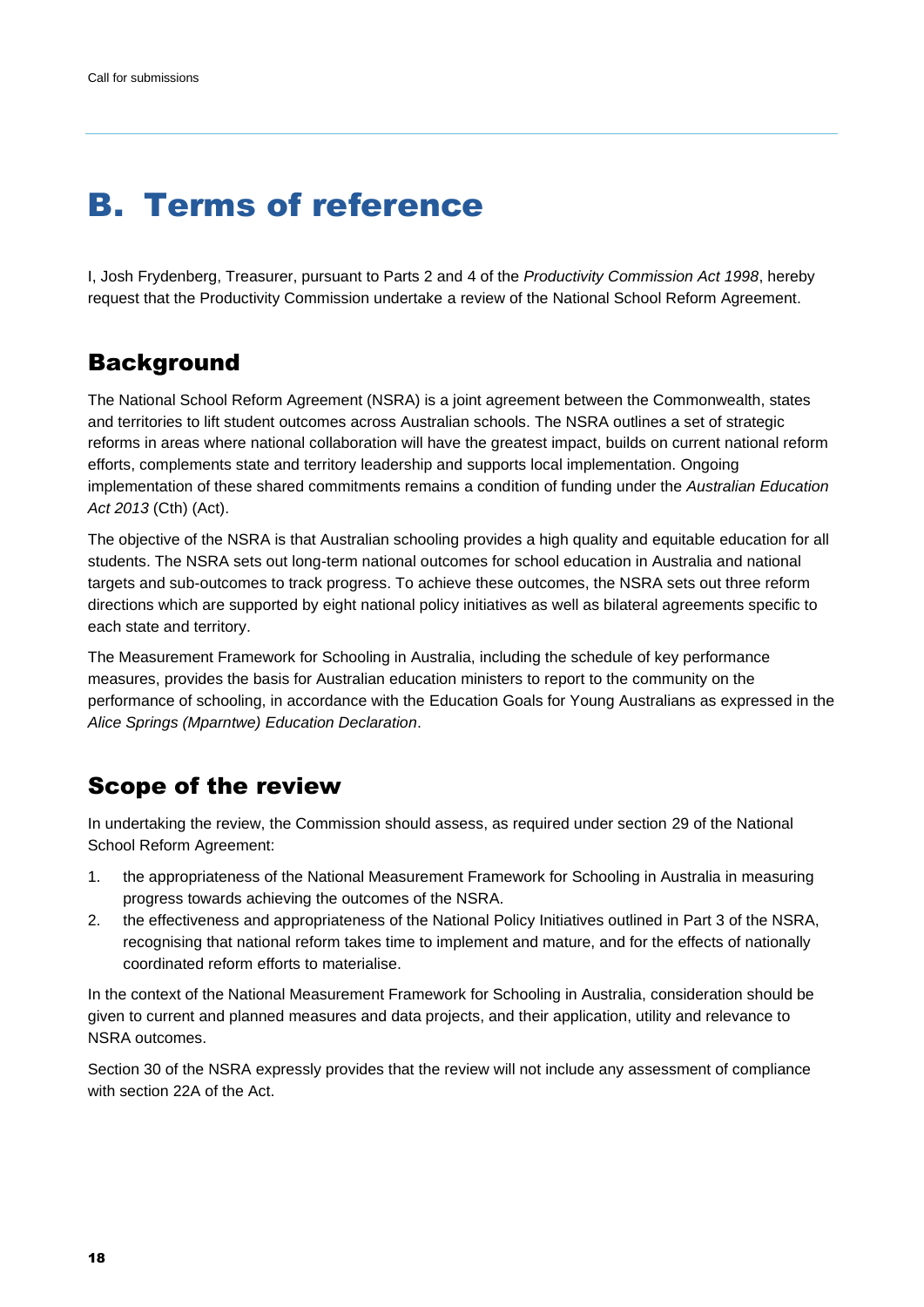# B. Terms of reference

I, Josh Frydenberg, Treasurer, pursuant to Parts 2 and 4 of the *Productivity Commission Act 1998*, hereby request that the Productivity Commission undertake a review of the National School Reform Agreement.

## Background

The National School Reform Agreement (NSRA) is a joint agreement between the Commonwealth, states and territories to lift student outcomes across Australian schools. The NSRA outlines a set of strategic reforms in areas where national collaboration will have the greatest impact, builds on current national reform efforts, complements state and territory leadership and supports local implementation. Ongoing implementation of these shared commitments remains a condition of funding under the *Australian Education Act 2013* (Cth) (Act).

The objective of the NSRA is that Australian schooling provides a high quality and equitable education for all students. The NSRA sets out long-term national outcomes for school education in Australia and national targets and sub-outcomes to track progress. To achieve these outcomes, the NSRA sets out three reform directions which are supported by eight national policy initiatives as well as bilateral agreements specific to each state and territory.

The Measurement Framework for Schooling in Australia, including the schedule of key performance measures, provides the basis for Australian education ministers to report to the community on the performance of schooling, in accordance with the Education Goals for Young Australians as expressed in the *Alice Springs (Mparntwe) Education Declaration*.

## Scope of the review

In undertaking the review, the Commission should assess, as required under section 29 of the National School Reform Agreement:

1. the appropriateness of the National Measurement Framework for Schooling in Australia in measuring progress towards achieving the outcomes of the NSRA.
2. the effectiveness and appropriateness of the National Policy Initiatives outlined in Part 3 of the NSRA, recognising that national reform takes time to implement and mature, and for the effects of nationally coordinated reform efforts to materialise.

In the context of the National Measurement Framework for Schooling in Australia, consideration should be given to current and planned measures and data projects, and their application, utility and relevance to NSRA outcomes.

Section 30 of the NSRA expressly provides that the review will not include any assessment of compliance with section 22A of the Act.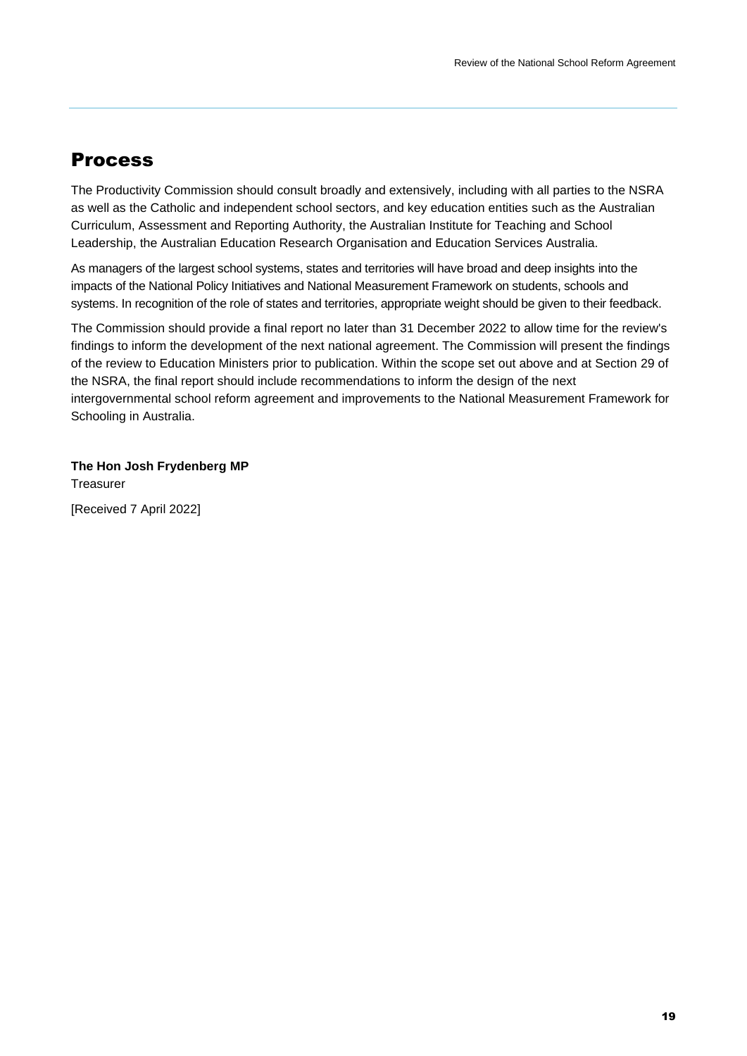## Process

The Productivity Commission should consult broadly and extensively, including with all parties to the NSRA as well as the Catholic and independent school sectors, and key education entities such as the Australian Curriculum, Assessment and Reporting Authority, the Australian Institute for Teaching and School Leadership, the Australian Education Research Organisation and Education Services Australia.

As managers of the largest school systems, states and territories will have broad and deep insights into the impacts of the National Policy Initiatives and National Measurement Framework on students, schools and systems. In recognition of the role of states and territories, appropriate weight should be given to their feedback.

The Commission should provide a final report no later than 31 December 2022 to allow time for the review's findings to inform the development of the next national agreement. The Commission will present the findings of the review to Education Ministers prior to publication. Within the scope set out above and at Section 29 of the NSRA, the final report should include recommendations to inform the design of the next intergovernmental school reform agreement and improvements to the National Measurement Framework for Schooling in Australia.

**The Hon Josh Frydenberg MP**
Treasurer

[Received 7 April 2022]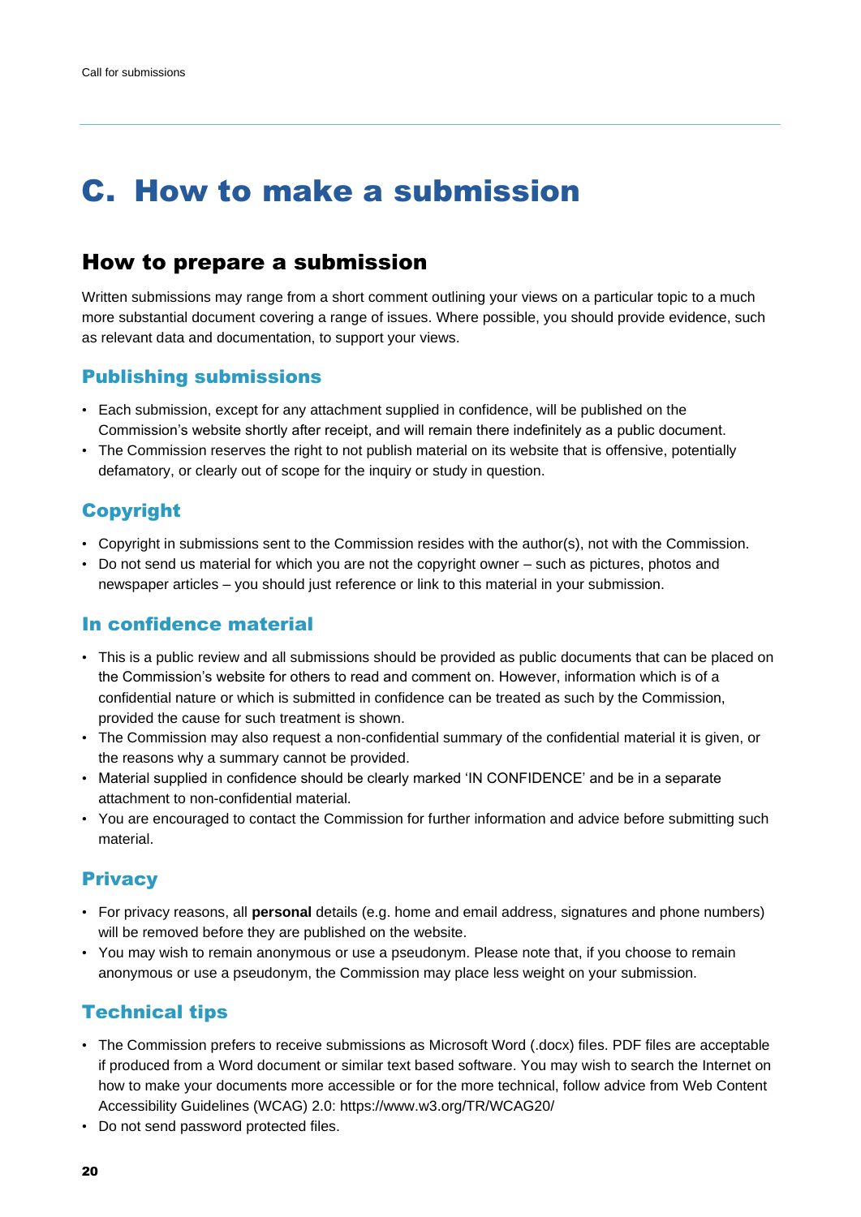# C. How to make a submission

## How to prepare a submission

Written submissions may range from a short comment outlining your views on a particular topic to a much more substantial document covering a range of issues. Where possible, you should provide evidence, such as relevant data and documentation, to support your views.

### Publishing submissions

- Each submission, except for any attachment supplied in confidence, will be published on the Commission's website shortly after receipt, and will remain there indefinitely as a public document.
- The Commission reserves the right to not publish material on its website that is offensive, potentially defamatory, or clearly out of scope for the inquiry or study in question.

### Copyright

- Copyright in submissions sent to the Commission resides with the author(s), not with the Commission.
- Do not send us material for which you are not the copyright owner – such as pictures, photos and newspaper articles – you should just reference or link to this material in your submission.

### In confidence material

- This is a public review and all submissions should be provided as public documents that can be placed on the Commission's website for others to read and comment on. However, information which is of a confidential nature or which is submitted in confidence can be treated as such by the Commission, provided the cause for such treatment is shown.
- The Commission may also request a non-confidential summary of the confidential material it is given, or the reasons why a summary cannot be provided.
- Material supplied in confidence should be clearly marked 'IN CONFIDENCE' and be in a separate attachment to non-confidential material.
- You are encouraged to contact the Commission for further information and advice before submitting such material.

### Privacy

- For privacy reasons, all **personal** details (e.g. home and email address, signatures and phone numbers) will be removed before they are published on the website.
- You may wish to remain anonymous or use a pseudonym. Please note that, if you choose to remain anonymous or use a pseudonym, the Commission may place less weight on your submission.

### Technical tips

- The Commission prefers to receive submissions as Microsoft Word (.docx) files. PDF files are acceptable if produced from a Word document or similar text based software. You may wish to search the Internet on how to make your documents more accessible or for the more technical, follow advice from Web Content Accessibility Guidelines (WCAG) 2.0: https://www.w3.org/TR/WCAG20/
- Do not send password protected files.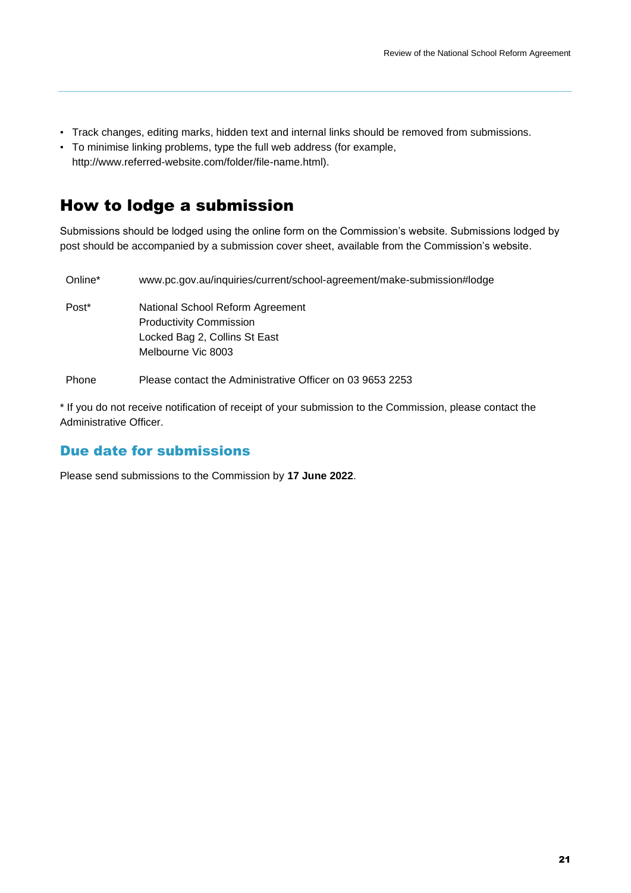- Track changes, editing marks, hidden text and internal links should be removed from submissions.
- To minimise linking problems, type the full web address (for example, http://www.referred-website.com/folder/file-name.html).

## How to lodge a submission

Submissions should be lodged using the online form on the Commission's website. Submissions lodged by post should be accompanied by a submission cover sheet, available from the Commission's website.

| | |
|---|---|
| Online* | www.pc.gov.au/inquiries/current/school-agreement/make-submission#lodge |
| Post* | National School Reform Agreement<br>Productivity Commission<br>Locked Bag 2, Collins St East<br>Melbourne Vic 8003 |
| Phone | Please contact the Administrative Officer on 03 9653 2253 |

* If you do not receive notification of receipt of your submission to the Commission, please contact the Administrative Officer.

### Due date for submissions

Please send submissions to the Commission by **17 June 2022**.